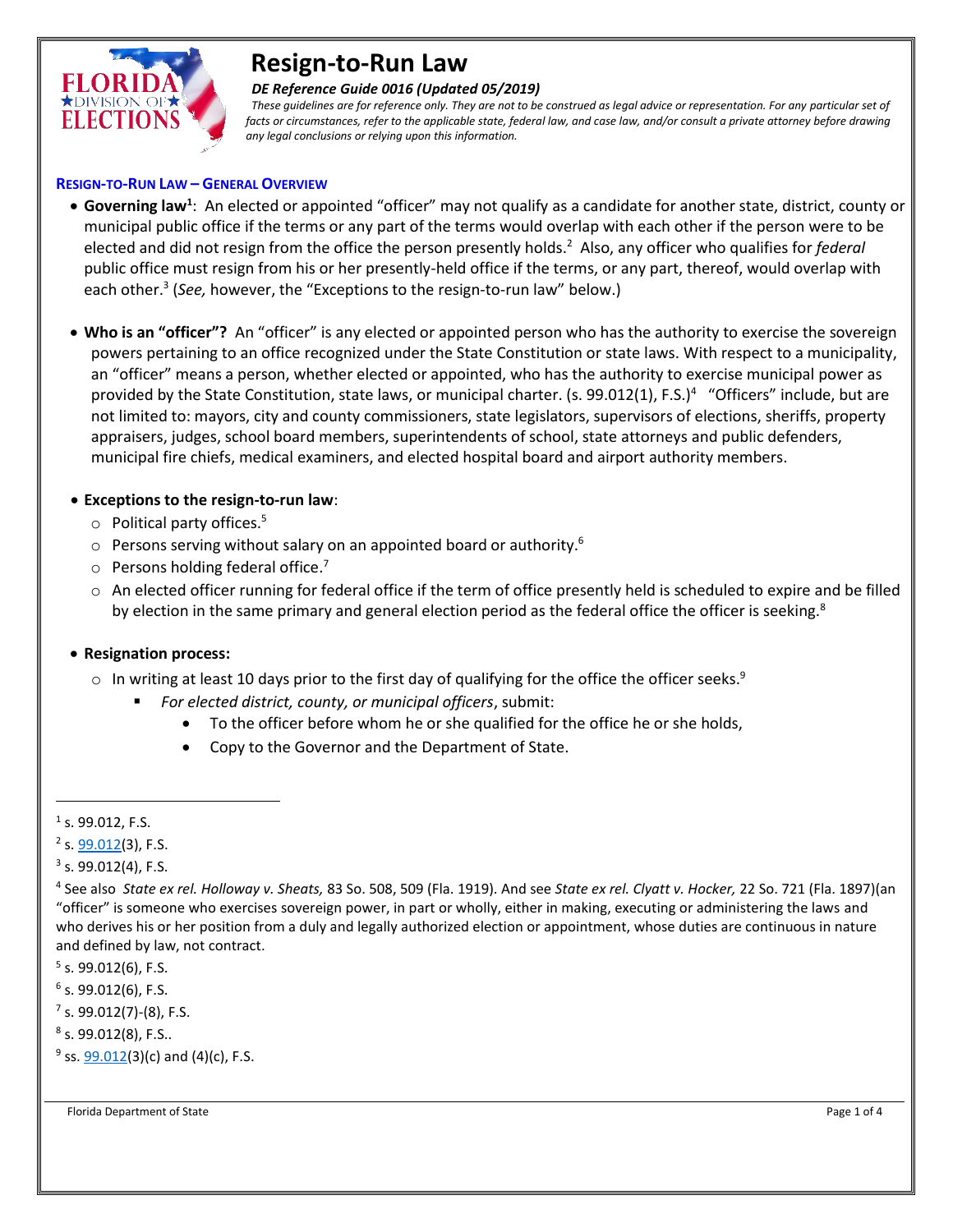# Resign-to-Run Law

***DE Reference Guide 0016 (Updated 05/2019)***

*These guidelines are for reference only. They are not to be construed as legal advice or representation. For any particular set of facts or circumstances, refer to the applicable state, federal law, and case law, and/or consult a private attorney before drawing any legal conclusions or relying upon this information.*

## RESIGN-TO-RUN LAW – GENERAL OVERVIEW

- **Governing law**[1]: An elected or appointed "officer" may not qualify as a candidate for another state, district, county or municipal public office if the terms or any part of the terms would overlap with each other if the person were to be elected and did not resign from the office the person presently holds.[2] Also, any officer who qualifies for *federal* public office must resign from his or her presently-held office if the terms, or any part, thereof, would overlap with each other.[3] (*See,* however, the "Exceptions to the resign-to-run law" below.)

- **Who is an "officer"?** An "officer" is any elected or appointed person who has the authority to exercise the sovereign powers pertaining to an office recognized under the State Constitution or state laws. With respect to a municipality, an "officer" means a person, whether elected or appointed, who has the authority to exercise municipal power as provided by the State Constitution, state laws, or municipal charter. (s. 99.012(1), F.S.)[4] "Officers" include, but are not limited to: mayors, city and county commissioners, state legislators, supervisors of elections, sheriffs, property appraisers, judges, school board members, superintendents of school, state attorneys and public defenders, municipal fire chiefs, medical examiners, and elected hospital board and airport authority members.

- **Exceptions to the resign-to-run law**:
  - Political party offices.[5]
  - Persons serving without salary on an appointed board or authority.[6]
  - Persons holding federal office.[7]
  - An elected officer running for federal office if the term of office presently held is scheduled to expire and be filled by election in the same primary and general election period as the federal office the officer is seeking.[8]

- **Resignation process:**
  - In writing at least 10 days prior to the first day of qualifying for the office the officer seeks.[9]
    - *For elected district, county, or municipal officers*, submit:
      - To the officer before whom he or she qualified for the office he or she holds,
      - Copy to the Governor and the Department of State.

---

[1] s. 99.012, F.S.

[2] s. 99.012(3), F.S.

[3] s. 99.012(4), F.S.

[4] See also *State ex rel. Holloway v. Sheats,* 83 So. 508, 509 (Fla. 1919). And see *State ex rel. Clyatt v. Hocker,* 22 So. 721 (Fla. 1897)(an "officer" is someone who exercises sovereign power, in part or wholly, either in making, executing or administering the laws and who derives his or her position from a duly and legally authorized election or appointment, whose duties are continuous in nature and defined by law, not contract.

[5] s. 99.012(6), F.S.

[6] s. 99.012(6), F.S.

[7] s. 99.012(7)-(8), F.S.

[8] s. 99.012(8), F.S..

[9] ss. 99.012(3)(c) and (4)(c), F.S.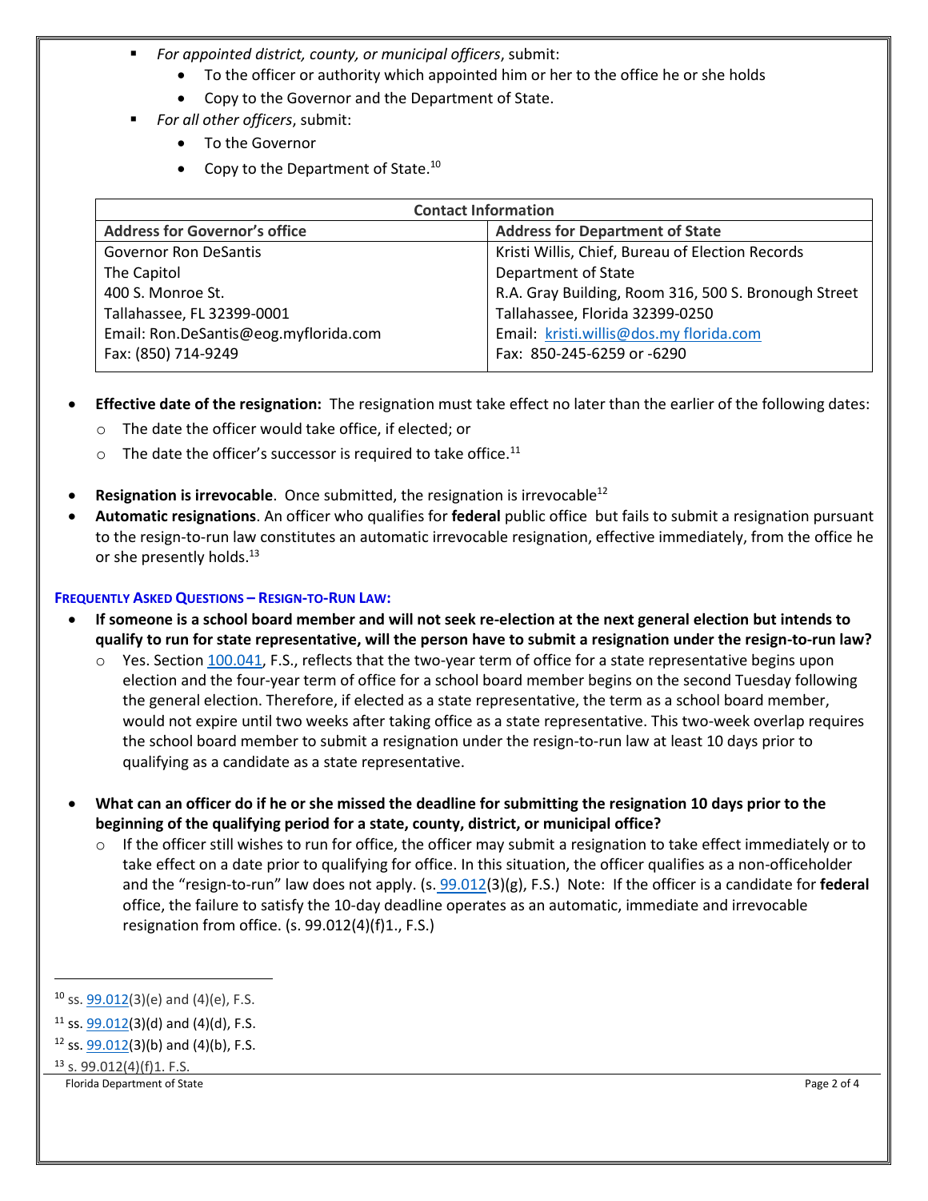- *For appointed district, county, or municipal officers*, submit:
  - To the officer or authority which appointed him or her to the office he or she holds
  - Copy to the Governor and the Department of State.
- *For all other officers*, submit:
  - To the Governor
  - Copy to the Department of State.[10]

| Contact Information | |
|---|---|
| **Address for Governor's office** | **Address for Department of State** |
| Governor Ron DeSantis<br>The Capitol<br>400 S. Monroe St.<br>Tallahassee, FL 32399-0001<br>Email: Ron.DeSantis@eog.myflorida.com<br>Fax: (850) 714-9249 | Kristi Willis, Chief, Bureau of Election Records<br>Department of State<br>R.A. Gray Building, Room 316, 500 S. Bronough Street<br>Tallahassee, Florida 32399-0250<br>Email: kristi.willis@dos.my florida.com<br>Fax: 850-245-6259 or -6290 |

- **Effective date of the resignation:** The resignation must take effect no later than the earlier of the following dates:
  - The date the officer would take office, if elected; or
  - The date the officer's successor is required to take office.[11]
- **Resignation is irrevocable**. Once submitted, the resignation is irrevocable[12]
- **Automatic resignations**. An officer who qualifies for **federal** public office but fails to submit a resignation pursuant to the resign-to-run law constitutes an automatic irrevocable resignation, effective immediately, from the office he or she presently holds.[13]

### FREQUENTLY ASKED QUESTIONS – RESIGN-TO-RUN LAW:

- **If someone is a school board member and will not seek re-election at the next general election but intends to qualify to run for state representative, will the person have to submit a resignation under the resign-to-run law?**
  - Yes. Section 100.041, F.S., reflects that the two-year term of office for a state representative begins upon election and the four-year term of office for a school board member begins on the second Tuesday following the general election. Therefore, if elected as a state representative, the term as a school board member, would not expire until two weeks after taking office as a state representative. This two-week overlap requires the school board member to submit a resignation under the resign-to-run law at least 10 days prior to qualifying as a candidate as a state representative.

- **What can an officer do if he or she missed the deadline for submitting the resignation 10 days prior to the beginning of the qualifying period for a state, county, district, or municipal office?**
  - If the officer still wishes to run for office, the officer may submit a resignation to take effect immediately or to take effect on a date prior to qualifying for office. In this situation, the officer qualifies as a non-officeholder and the "resign-to-run" law does not apply. (s. 99.012(3)(g), F.S.) Note: If the officer is a candidate for **federal** office, the failure to satisfy the 10-day deadline operates as an automatic, immediate and irrevocable resignation from office. (s. 99.012(4)(f)1., F.S.)

---

[10] ss. 99.012(3)(e) and (4)(e), F.S.

[11] ss. 99.012(3)(d) and (4)(d), F.S.

[12] ss. 99.012(3)(b) and (4)(b), F.S.

[13] s. 99.012(4)(f)1. F.S.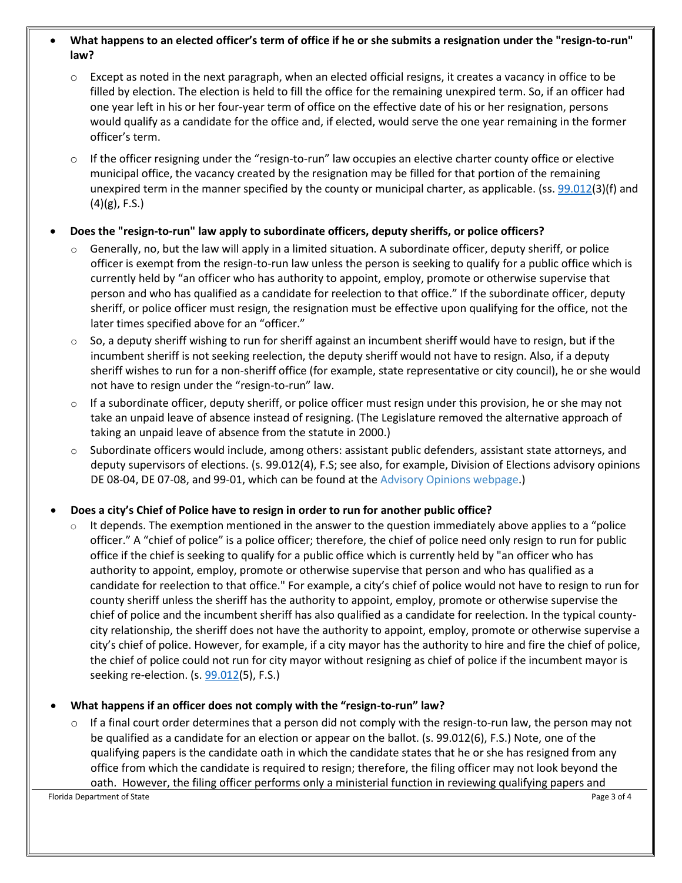- **What happens to an elected officer's term of office if he or she submits a resignation under the "resign-to-run" law?**
  - Except as noted in the next paragraph, when an elected official resigns, it creates a vacancy in office to be filled by election. The election is held to fill the office for the remaining unexpired term. So, if an officer had one year left in his or her four-year term of office on the effective date of his or her resignation, persons would qualify as a candidate for the office and, if elected, would serve the one year remaining in the former officer's term.
  - If the officer resigning under the "resign-to-run" law occupies an elective charter county office or elective municipal office, the vacancy created by the resignation may be filled for that portion of the remaining unexpired term in the manner specified by the county or municipal charter, as applicable. (ss. 99.012(3)(f) and (4)(g), F.S.)

- **Does the "resign-to-run" law apply to subordinate officers, deputy sheriffs, or police officers?**
  - Generally, no, but the law will apply in a limited situation. A subordinate officer, deputy sheriff, or police officer is exempt from the resign-to-run law unless the person is seeking to qualify for a public office which is currently held by "an officer who has authority to appoint, employ, promote or otherwise supervise that person and who has qualified as a candidate for reelection to that office." If the subordinate officer, deputy sheriff, or police officer must resign, the resignation must be effective upon qualifying for the office, not the later times specified above for an "officer."
  - So, a deputy sheriff wishing to run for sheriff against an incumbent sheriff would have to resign, but if the incumbent sheriff is not seeking reelection, the deputy sheriff would not have to resign. Also, if a deputy sheriff wishes to run for a non-sheriff office (for example, state representative or city council), he or she would not have to resign under the "resign-to-run" law.
  - If a subordinate officer, deputy sheriff, or police officer must resign under this provision, he or she may not take an unpaid leave of absence instead of resigning. (The Legislature removed the alternative approach of taking an unpaid leave of absence from the statute in 2000.)
  - Subordinate officers would include, among others: assistant public defenders, assistant state attorneys, and deputy supervisors of elections. (s. 99.012(4), F.S; see also, for example, Division of Elections advisory opinions DE 08-04, DE 07-08, and 99-01, which can be found at the Advisory Opinions webpage.)

- **Does a city's Chief of Police have to resign in order to run for another public office?**
  - It depends. The exemption mentioned in the answer to the question immediately above applies to a "police officer." A "chief of police" is a police officer; therefore, the chief of police need only resign to run for public office if the chief is seeking to qualify for a public office which is currently held by "an officer who has authority to appoint, employ, promote or otherwise supervise that person and who has qualified as a candidate for reelection to that office." For example, a city's chief of police would not have to resign to run for county sheriff unless the sheriff has the authority to appoint, employ, promote or otherwise supervise the chief of police and the incumbent sheriff has also qualified as a candidate for reelection. In the typical county-city relationship, the sheriff does not have the authority to appoint, employ, promote or otherwise supervise a city's chief of police. However, for example, if a city mayor has the authority to hire and fire the chief of police, the chief of police could not run for city mayor without resigning as chief of police if the incumbent mayor is seeking re-election. (s. 99.012(5), F.S.)

- **What happens if an officer does not comply with the "resign-to-run" law?**
  - If a final court order determines that a person did not comply with the resign-to-run law, the person may not be qualified as a candidate for an election or appear on the ballot. (s. 99.012(6), F.S.) Note, one of the qualifying papers is the candidate oath in which the candidate states that he or she has resigned from any office from which the candidate is required to resign; therefore, the filing officer may not look beyond the oath. However, the filing officer performs only a ministerial function in reviewing qualifying papers and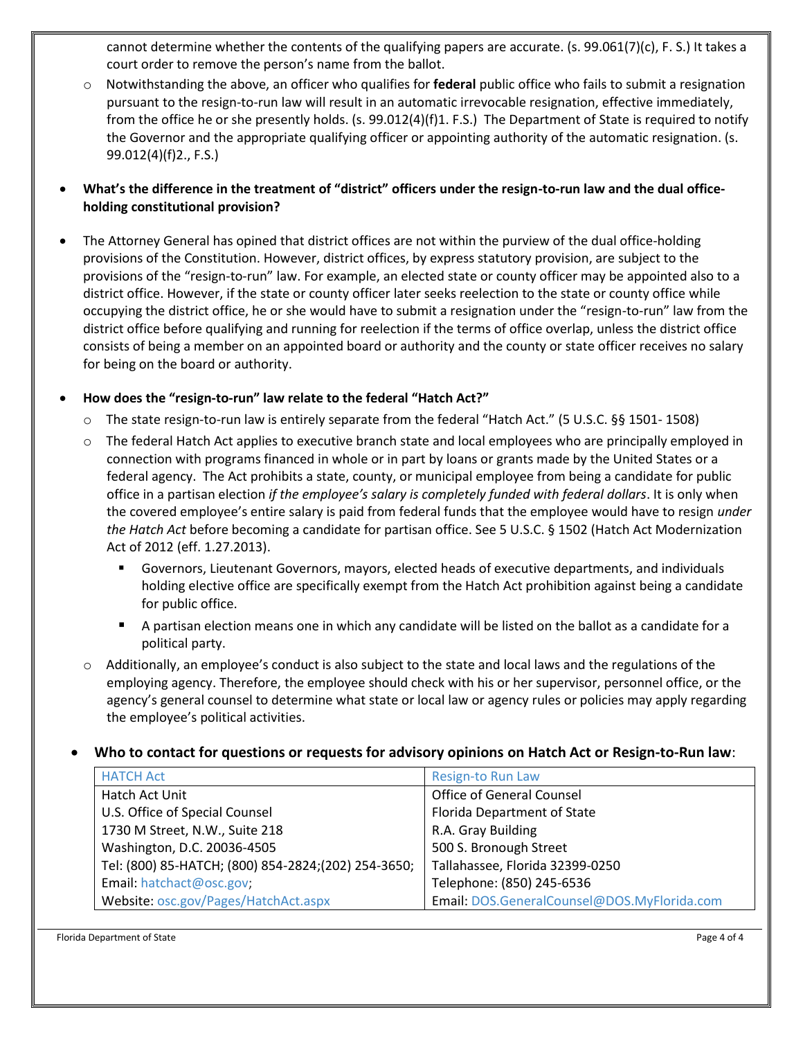cannot determine whether the contents of the qualifying papers are accurate. (s. 99.061(7)(c), F. S.) It takes a court order to remove the person's name from the ballot.

- Notwithstanding the above, an officer who qualifies for **federal** public office who fails to submit a resignation pursuant to the resign-to-run law will result in an automatic irrevocable resignation, effective immediately, from the office he or she presently holds. (s. 99.012(4)(f)1. F.S.) The Department of State is required to notify the Governor and the appropriate qualifying officer or appointing authority of the automatic resignation. (s. 99.012(4)(f)2., F.S.)

- **What's the difference in the treatment of "district" officers under the resign-to-run law and the dual office-holding constitutional provision?**

- The Attorney General has opined that district offices are not within the purview of the dual office-holding provisions of the Constitution. However, district offices, by express statutory provision, are subject to the provisions of the "resign-to-run" law. For example, an elected state or county officer may be appointed also to a district office. However, if the state or county officer later seeks reelection to the state or county office while occupying the district office, he or she would have to submit a resignation under the "resign-to-run" law from the district office before qualifying and running for reelection if the terms of office overlap, unless the district office consists of being a member on an appointed board or authority and the county or state officer receives no salary for being on the board or authority.

- **How does the "resign-to-run" law relate to the federal "Hatch Act?"**
  - The state resign-to-run law is entirely separate from the federal "Hatch Act." (5 U.S.C. §§ 1501- 1508)
  - The federal Hatch Act applies to executive branch state and local employees who are principally employed in connection with programs financed in whole or in part by loans or grants made by the United States or a federal agency. The Act prohibits a state, county, or municipal employee from being a candidate for public office in a partisan election *if the employee's salary is completely funded with federal dollars*. It is only when the covered employee's entire salary is paid from federal funds that the employee would have to resign *under the Hatch Act* before becoming a candidate for partisan office. See 5 U.S.C. § 1502 (Hatch Act Modernization Act of 2012 (eff. 1.27.2013).
    - Governors, Lieutenant Governors, mayors, elected heads of executive departments, and individuals holding elective office are specifically exempt from the Hatch Act prohibition against being a candidate for public office.
    - A partisan election means one in which any candidate will be listed on the ballot as a candidate for a political party.
  - Additionally, an employee's conduct is also subject to the state and local laws and the regulations of the employing agency. Therefore, the employee should check with his or her supervisor, personnel office, or the agency's general counsel to determine what state or local law or agency rules or policies may apply regarding the employee's political activities.

- **Who to contact for questions or requests for advisory opinions on Hatch Act or Resign-to-Run law**:

| HATCH Act | Resign-to Run Law |
|---|---|
| Hatch Act Unit | Office of General Counsel |
| U.S. Office of Special Counsel | Florida Department of State |
| 1730 M Street, N.W., Suite 218 | R.A. Gray Building |
| Washington, D.C. 20036-4505 | 500 S. Bronough Street |
| Tel: (800) 85-HATCH; (800) 854-2824;(202) 254-3650; | Tallahassee, Florida 32399-0250 |
| Email: hatchact@osc.gov; | Telephone: (850) 245-6536 |
| Website: osc.gov/Pages/HatchAct.aspx | Email: DOS.GeneralCounsel@DOS.MyFlorida.com |